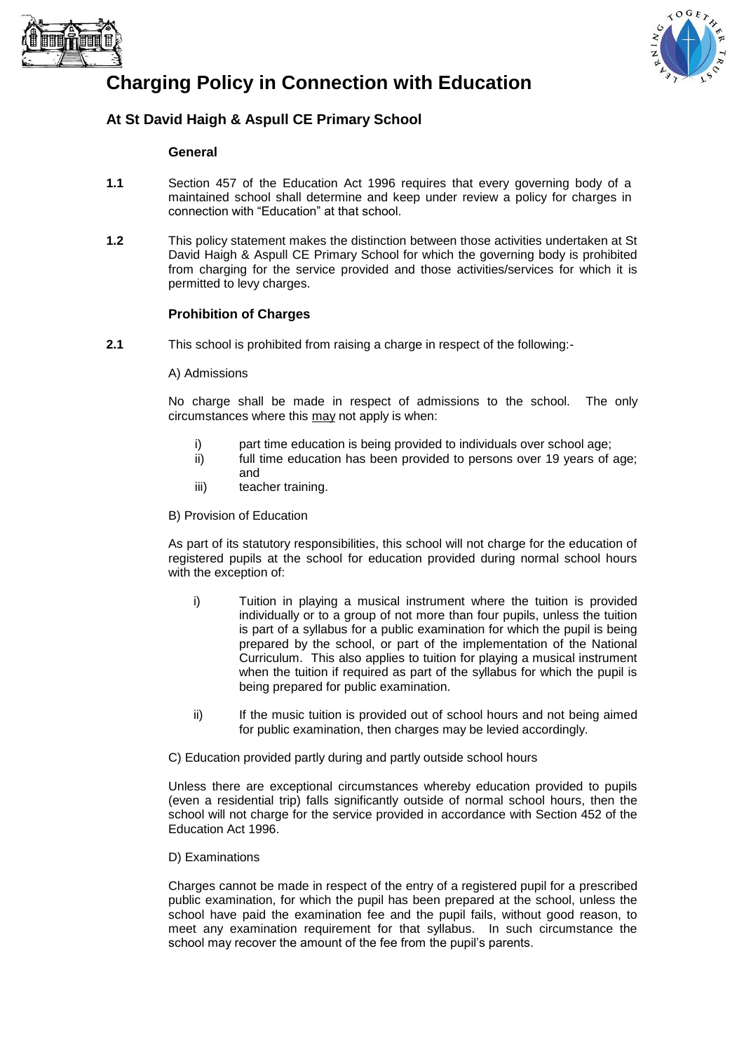# Charging Policy in Connection with Education

## At St David Haigh & Aspull CE Primary School

### General

**1.1** Section 457 of the Education Act 1996 requires that every governing body of a maintained school shall determine and keep under review a policy for charges in connection with "Education" at that school.

**1.2** This policy statement makes the distinction between those activities undertaken at St David Haigh & Aspull CE Primary School for which the governing body is prohibited from charging for the service provided and those activities/services for which it is permitted to levy charges.

### Prohibition of Charges

**2.1** This school is prohibited from raising a charge in respect of the following:-

A) Admissions

No charge shall be made in respect of admissions to the school. The only circumstances where this <u>may</u> not apply is when:

- i) part time education is being provided to individuals over school age;
- ii) full time education has been provided to persons over 19 years of age; and
- iii) teacher training.

B) Provision of Education

As part of its statutory responsibilities, this school will not charge for the education of registered pupils at the school for education provided during normal school hours with the exception of:

- i) Tuition in playing a musical instrument where the tuition is provided individually or to a group of not more than four pupils, unless the tuition is part of a syllabus for a public examination for which the pupil is being prepared by the school, or part of the implementation of the National Curriculum. This also applies to tuition for playing a musical instrument when the tuition if required as part of the syllabus for which the pupil is being prepared for public examination.
- ii) If the music tuition is provided out of school hours and not being aimed for public examination, then charges may be levied accordingly.

C) Education provided partly during and partly outside school hours

Unless there are exceptional circumstances whereby education provided to pupils (even a residential trip) falls significantly outside of normal school hours, then the school will not charge for the service provided in accordance with Section 452 of the Education Act 1996.

D) Examinations

Charges cannot be made in respect of the entry of a registered pupil for a prescribed public examination, for which the pupil has been prepared at the school, unless the school have paid the examination fee and the pupil fails, without good reason, to meet any examination requirement for that syllabus. In such circumstance the school may recover the amount of the fee from the pupil's parents.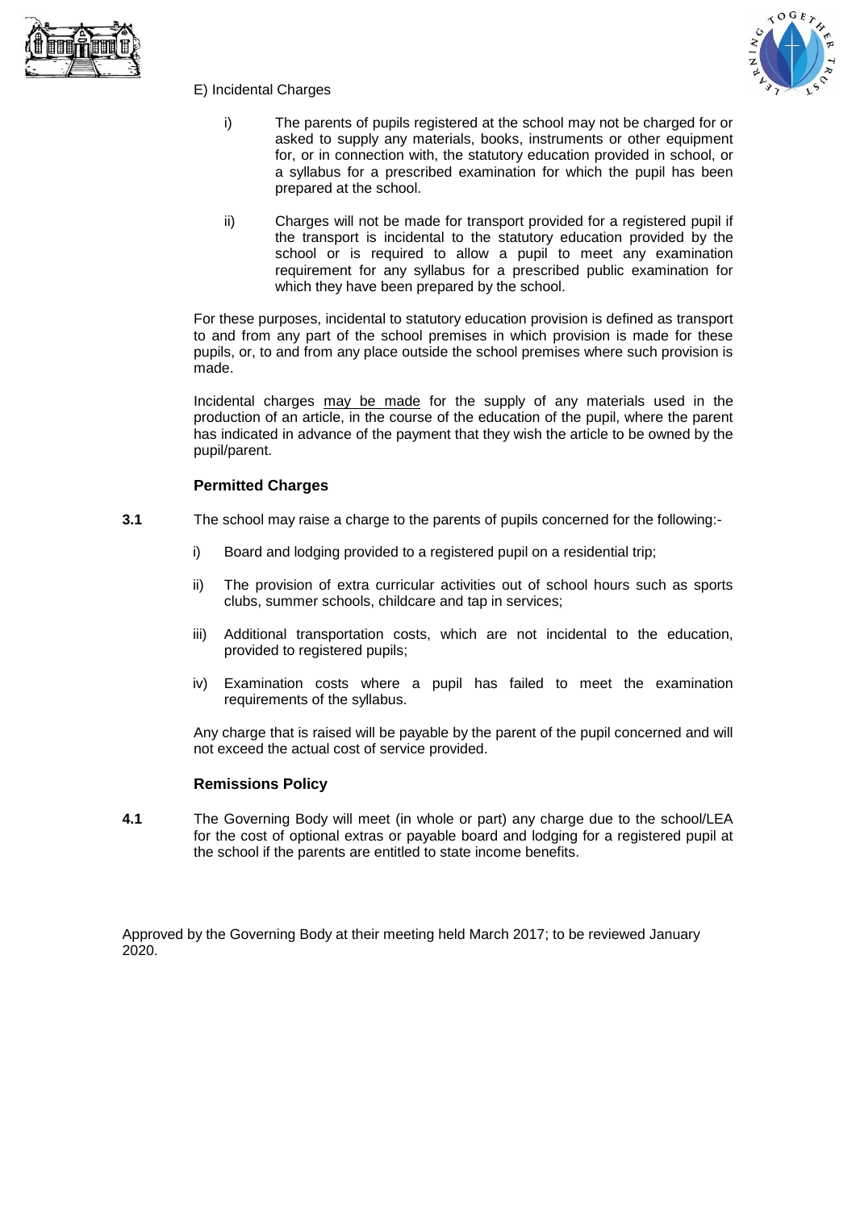E) Incidental Charges

i) The parents of pupils registered at the school may not be charged for or asked to supply any materials, books, instruments or other equipment for, or in connection with, the statutory education provided in school, or a syllabus for a prescribed examination for which the pupil has been prepared at the school.

ii) Charges will not be made for transport provided for a registered pupil if the transport is incidental to the statutory education provided by the school or is required to allow a pupil to meet any examination requirement for any syllabus for a prescribed public examination for which they have been prepared by the school.

For these purposes, incidental to statutory education provision is defined as transport to and from any part of the school premises in which provision is made for these pupils, or, to and from any place outside the school premises where such provision is made.

Incidental charges may be made for the supply of any materials used in the production of an article, in the course of the education of the pupil, where the parent has indicated in advance of the payment that they wish the article to be owned by the pupil/parent.

**Permitted Charges**

**3.1** The school may raise a charge to the parents of pupils concerned for the following:-

i) Board and lodging provided to a registered pupil on a residential trip;

ii) The provision of extra curricular activities out of school hours such as sports clubs, summer schools, childcare and tap in services;

iii) Additional transportation costs, which are not incidental to the education, provided to registered pupils;

iv) Examination costs where a pupil has failed to meet the examination requirements of the syllabus.

Any charge that is raised will be payable by the parent of the pupil concerned and will not exceed the actual cost of service provided.

**Remissions Policy**

**4.1** The Governing Body will meet (in whole or part) any charge due to the school/LEA for the cost of optional extras or payable board and lodging for a registered pupil at the school if the parents are entitled to state income benefits.

Approved by the Governing Body at their meeting held March 2017; to be reviewed January 2020.